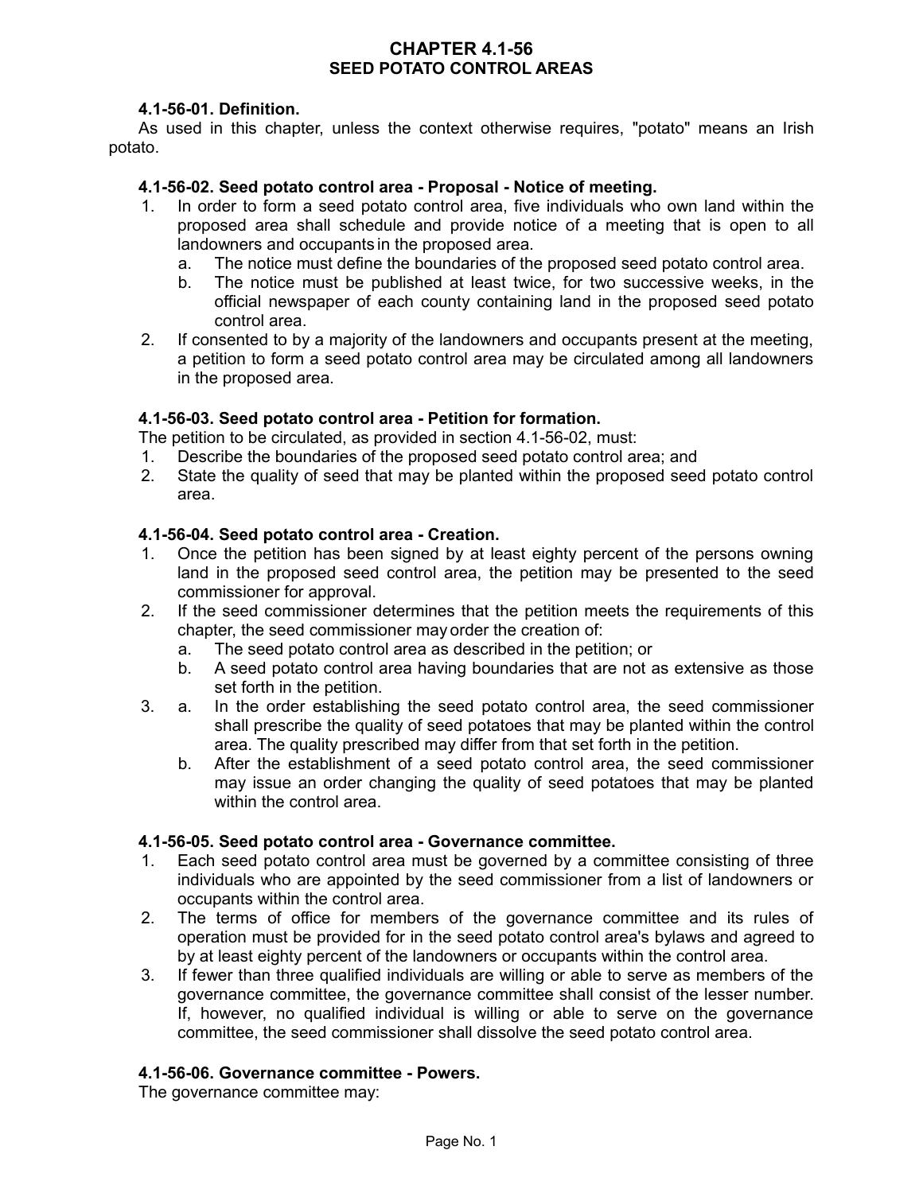# CHAPTER 4.1-56
# SEED POTATO CONTROL AREAS

### 4.1-56-01. Definition.

As used in this chapter, unless the context otherwise requires, "potato" means an Irish potato.

### 4.1-56-02. Seed potato control area - Proposal - Notice of meeting.

1. In order to form a seed potato control area, five individuals who own land within the proposed area shall schedule and provide notice of a meeting that is open to all landowners and occupants in the proposed area.
   a. The notice must define the boundaries of the proposed seed potato control area.
   b. The notice must be published at least twice, for two successive weeks, in the official newspaper of each county containing land in the proposed seed potato control area.
2. If consented to by a majority of the landowners and occupants present at the meeting, a petition to form a seed potato control area may be circulated among all landowners in the proposed area.

### 4.1-56-03. Seed potato control area - Petition for formation.

The petition to be circulated, as provided in section 4.1-56-02, must:

1. Describe the boundaries of the proposed seed potato control area; and
2. State the quality of seed that may be planted within the proposed seed potato control area.

### 4.1-56-04. Seed potato control area - Creation.

1. Once the petition has been signed by at least eighty percent of the persons owning land in the proposed seed control area, the petition may be presented to the seed commissioner for approval.
2. If the seed commissioner determines that the petition meets the requirements of this chapter, the seed commissioner may order the creation of:
   a. The seed potato control area as described in the petition; or
   b. A seed potato control area having boundaries that are not as extensive as those set forth in the petition.
3. a. In the order establishing the seed potato control area, the seed commissioner shall prescribe the quality of seed potatoes that may be planted within the control area. The quality prescribed may differ from that set forth in the petition.
   b. After the establishment of a seed potato control area, the seed commissioner may issue an order changing the quality of seed potatoes that may be planted within the control area.

### 4.1-56-05. Seed potato control area - Governance committee.

1. Each seed potato control area must be governed by a committee consisting of three individuals who are appointed by the seed commissioner from a list of landowners or occupants within the control area.
2. The terms of office for members of the governance committee and its rules of operation must be provided for in the seed potato control area's bylaws and agreed to by at least eighty percent of the landowners or occupants within the control area.
3. If fewer than three qualified individuals are willing or able to serve as members of the governance committee, the governance committee shall consist of the lesser number. If, however, no qualified individual is willing or able to serve on the governance committee, the seed commissioner shall dissolve the seed potato control area.

### 4.1-56-06. Governance committee - Powers.

The governance committee may: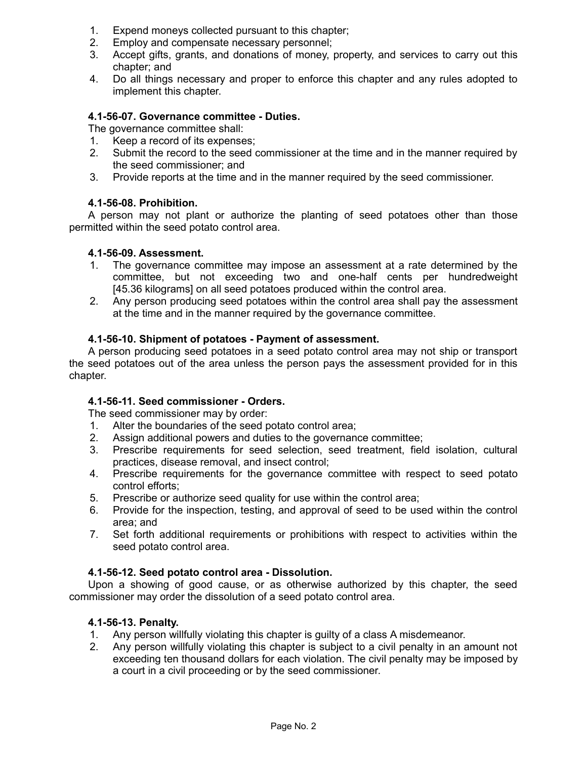1. Expend moneys collected pursuant to this chapter;
2. Employ and compensate necessary personnel;
3. Accept gifts, grants, and donations of money, property, and services to carry out this chapter; and
4. Do all things necessary and proper to enforce this chapter and any rules adopted to implement this chapter.

**4.1-56-07. Governance committee - Duties.**

The governance committee shall:

1. Keep a record of its expenses;
2. Submit the record to the seed commissioner at the time and in the manner required by the seed commissioner; and
3. Provide reports at the time and in the manner required by the seed commissioner.

**4.1-56-08. Prohibition.**

A person may not plant or authorize the planting of seed potatoes other than those permitted within the seed potato control area.

**4.1-56-09. Assessment.**

1. The governance committee may impose an assessment at a rate determined by the committee, but not exceeding two and one-half cents per hundredweight [45.36 kilograms] on all seed potatoes produced within the control area.
2. Any person producing seed potatoes within the control area shall pay the assessment at the time and in the manner required by the governance committee.

**4.1-56-10. Shipment of potatoes - Payment of assessment.**

A person producing seed potatoes in a seed potato control area may not ship or transport the seed potatoes out of the area unless the person pays the assessment provided for in this chapter.

**4.1-56-11. Seed commissioner - Orders.**

The seed commissioner may by order:

1. Alter the boundaries of the seed potato control area;
2. Assign additional powers and duties to the governance committee;
3. Prescribe requirements for seed selection, seed treatment, field isolation, cultural practices, disease removal, and insect control;
4. Prescribe requirements for the governance committee with respect to seed potato control efforts;
5. Prescribe or authorize seed quality for use within the control area;
6. Provide for the inspection, testing, and approval of seed to be used within the control area; and
7. Set forth additional requirements or prohibitions with respect to activities within the seed potato control area.

**4.1-56-12. Seed potato control area - Dissolution.**

Upon a showing of good cause, or as otherwise authorized by this chapter, the seed commissioner may order the dissolution of a seed potato control area.

**4.1-56-13. Penalty.**

1. Any person willfully violating this chapter is guilty of a class A misdemeanor.
2. Any person willfully violating this chapter is subject to a civil penalty in an amount not exceeding ten thousand dollars for each violation. The civil penalty may be imposed by a court in a civil proceeding or by the seed commissioner.